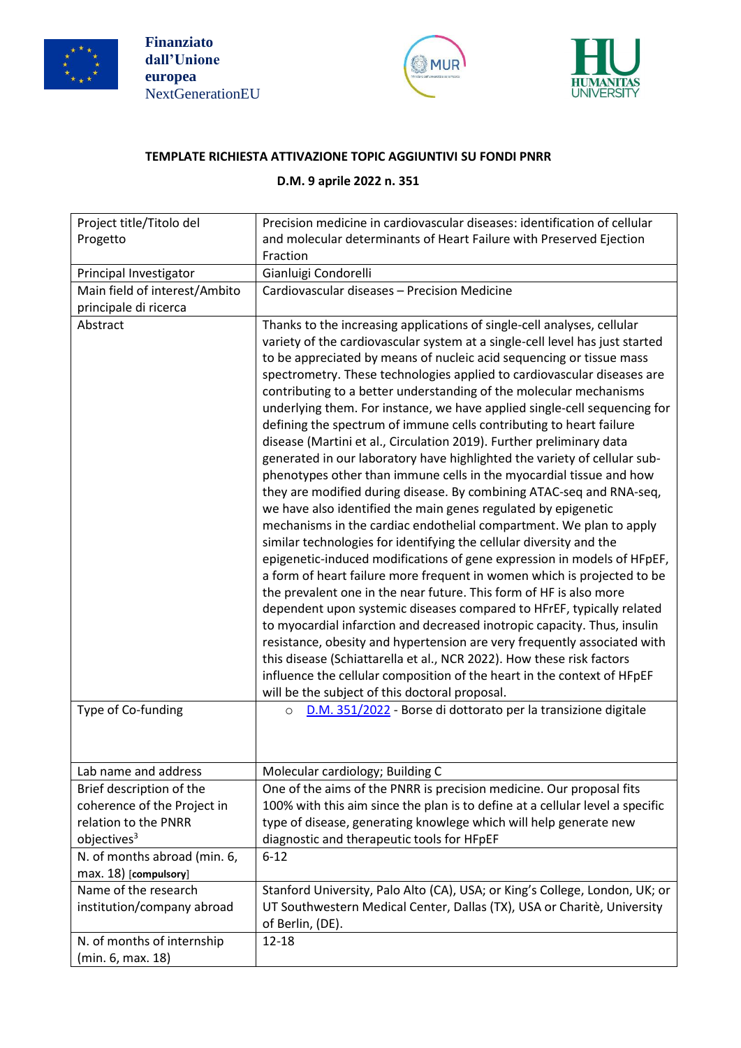Finanziato dall'Unione europea NextGenerationEU

**TEMPLATE RICHIESTA ATTIVAZIONE TOPIC AGGIUNTIVI SU FONDI PNRR**

**D.M. 9 aprile 2022 n. 351**

| Project title/Titolo del Progetto | Precision medicine in cardiovascular diseases: identification of cellular and molecular determinants of Heart Failure with Preserved Ejection Fraction |
|---|---|
| Principal Investigator | Gianluigi Condorelli |
| Main field of interest/Ambito principale di ricerca | Cardiovascular diseases – Precision Medicine |
| Abstract | Thanks to the increasing applications of single-cell analyses, cellular variety of the cardiovascular system at a single-cell level has just started to be appreciated by means of nucleic acid sequencing or tissue mass spectrometry. These technologies applied to cardiovascular diseases are contributing to a better understanding of the molecular mechanisms underlying them. For instance, we have applied single-cell sequencing for defining the spectrum of immune cells contributing to heart failure disease (Martini et al., Circulation 2019). Further preliminary data generated in our laboratory have highlighted the variety of cellular sub-phenotypes other than immune cells in the myocardial tissue and how they are modified during disease. By combining ATAC-seq and RNA-seq, we have also identified the main genes regulated by epigenetic mechanisms in the cardiac endothelial compartment. We plan to apply similar technologies for identifying the cellular diversity and the epigenetic-induced modifications of gene expression in models of HFpEF, a form of heart failure more frequent in women which is projected to be the prevalent one in the near future. This form of HF is also more dependent upon systemic diseases compared to HFrEF, typically related to myocardial infarction and decreased inotropic capacity. Thus, insulin resistance, obesity and hypertension are very frequently associated with this disease (Schiattarella et al., NCR 2022). How these risk factors influence the cellular composition of the heart in the context of HFpEF will be the subject of this doctoral proposal. |
| Type of Co-funding | ○ D.M. 351/2022 - Borse di dottorato per la transizione digitale |
| Lab name and address | Molecular cardiology; Building C |
| Brief description of the coherence of the Project in relation to the PNRR objectives[3] | One of the aims of the PNRR is precision medicine. Our proposal fits 100% with this aim since the plan is to define at a cellular level a specific type of disease, generating knowlege which will help generate new diagnostic and therapeutic tools for HFpEF |
| N. of months abroad (min. 6, max. 18) [compulsory] | 6-12 |
| Name of the research institution/company abroad | Stanford University, Palo Alto (CA), USA; or King's College, London, UK; or UT Southwestern Medical Center, Dallas (TX), USA or Charitè, University of Berlin, (DE). |
| N. of months of internship (min. 6, max. 18) | 12-18 |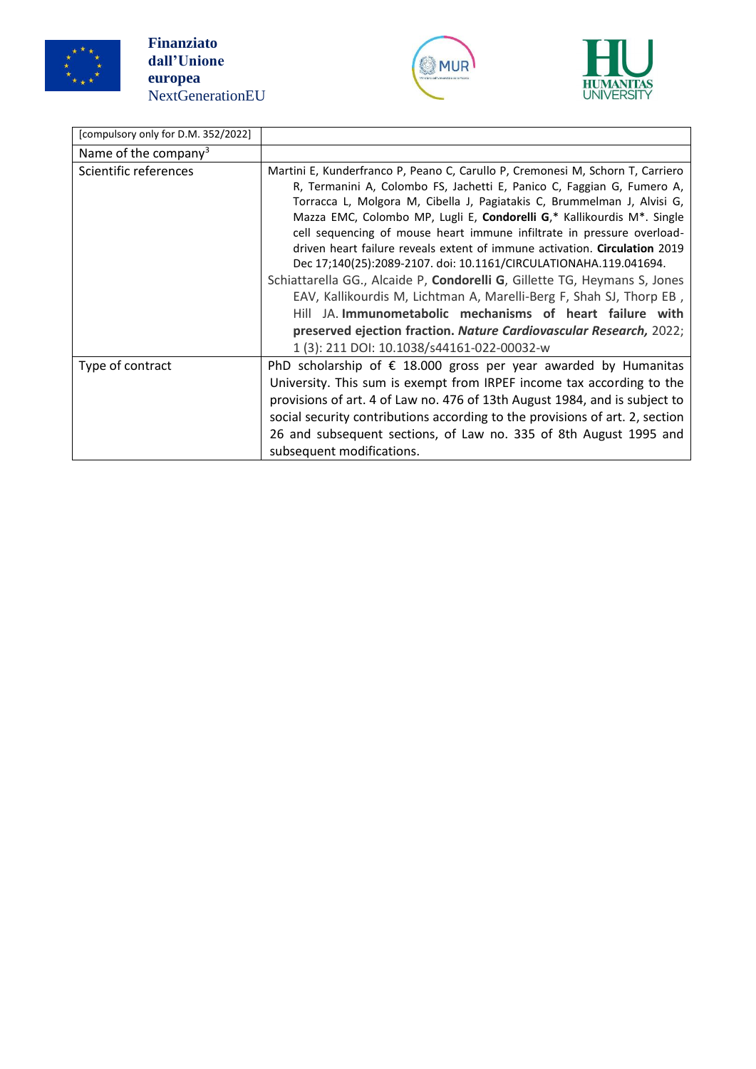| | |
|---|---|
| [compulsory only for D.M. 352/2022] | |
| Name of the company[3] | |
| Scientific references | Martini E, Kunderfranco P, Peano C, Carullo P, Cremonesi M, Schorn T, Carriero R, Termanini A, Colombo FS, Jachetti E, Panico C, Faggian G, Fumero A, Torracca L, Molgora M, Cibella J, Pagiatakis C, Brummelman J, Alvisi G, Mazza EMC, Colombo MP, Lugli E, **Condorelli G**,* Kallikourdis M*. Single cell sequencing of mouse heart immune infiltrate in pressure overload-driven heart failure reveals extent of immune activation. **Circulation** 2019 Dec 17;140(25):2089-2107. doi: 10.1161/CIRCULATIONAHA.119.041694.<br>Schiattarella GG., Alcaide P, **Condorelli G**, Gillette TG, Heymans S, Jones EAV, Kallikourdis M, Lichtman A, Marelli-Berg F, Shah SJ, Thorp EB , Hill JA. **Immunometabolic mechanisms of heart failure with preserved ejection fraction.** ***Nature Cardiovascular Research,*** 2022; 1 (3): 211 DOI: 10.1038/s44161-022-00032-w |
| Type of contract | PhD scholarship of € 18.000 gross per year awarded by Humanitas University. This sum is exempt from IRPEF income tax according to the provisions of art. 4 of Law no. 476 of 13th August 1984, and is subject to social security contributions according to the provisions of art. 2, section 26 and subsequent sections, of Law no. 335 of 8th August 1995 and subsequent modifications. |